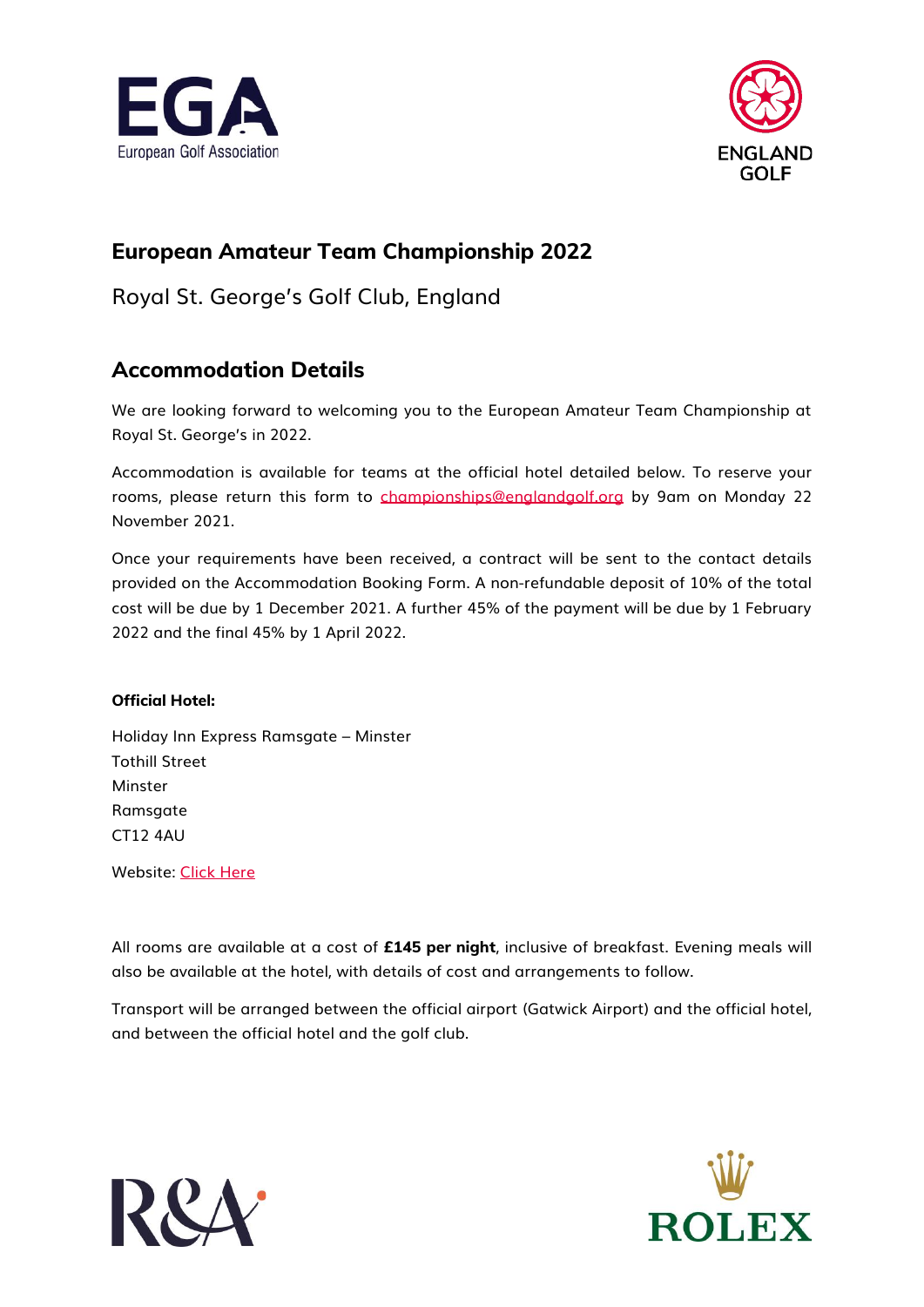## European Amateur Team Championship 2022

Royal St. George's Golf Club, England

## Accommodation Details

We are looking forward to welcoming you to the European Amateur Team Championship at Royal St. George's in 2022.

Accommodation is available for teams at the official hotel detailed below. To reserve your rooms, please return this form to championships@englandgolf.org by 9am on Monday 22 November 2021.

Once your requirements have been received, a contract will be sent to the contact details provided on the Accommodation Booking Form. A non-refundable deposit of 10% of the total cost will be due by 1 December 2021. A further 45% of the payment will be due by 1 February 2022 and the final 45% by 1 April 2022.

**Official Hotel:**

Holiday Inn Express Ramsgate – Minster
Tothill Street
Minster
Ramsgate
CT12 4AU

Website: Click Here

All rooms are available at a cost of **£145 per night**, inclusive of breakfast. Evening meals will also be available at the hotel, with details of cost and arrangements to follow.

Transport will be arranged between the official airport (Gatwick Airport) and the official hotel, and between the official hotel and the golf club.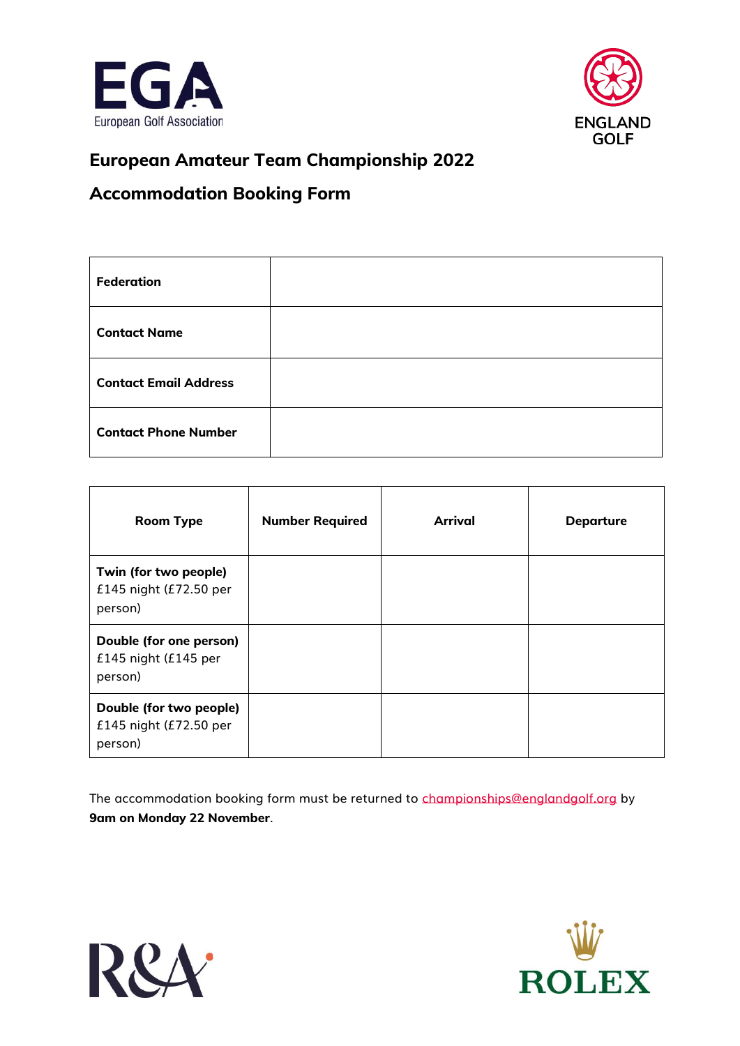## European Amateur Team Championship 2022

## Accommodation Booking Form

| | |
|---|---|
| **Federation** | |
| **Contact Name** | |
| **Contact Email Address** | |
| **Contact Phone Number** | |

| Room Type | Number Required | Arrival | Departure |
|---|---|---|---|
| **Twin (for two people)** £145 night (£72.50 per person) | | | |
| **Double (for one person)** £145 night (£145 per person) | | | |
| **Double (for two people)** £145 night (£72.50 per person) | | | |

The accommodation booking form must be returned to championships@englandgolf.org by **9am on Monday 22 November**.